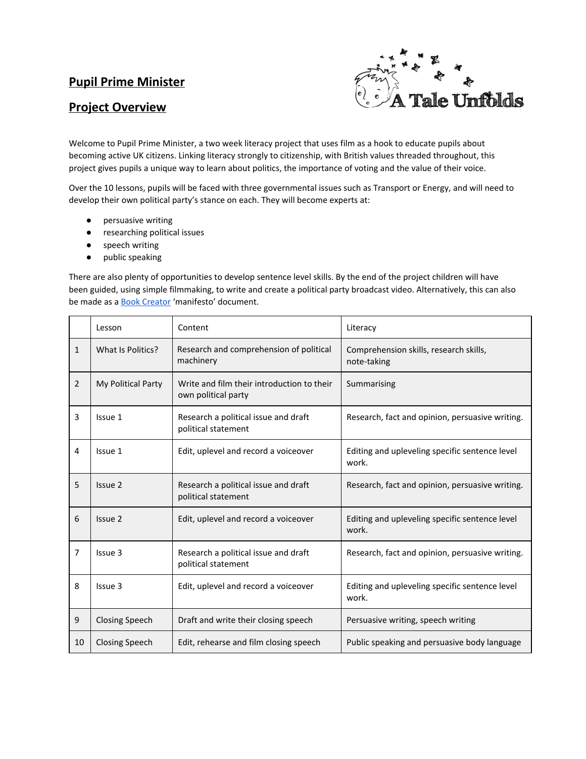# Pupil Prime Minister

## Project Overview

A Tale Unfolds

Welcome to Pupil Prime Minister, a two week literacy project that uses film as a hook to educate pupils about becoming active UK citizens. Linking literacy strongly to citizenship, with British values threaded throughout, this project gives pupils a unique way to learn about politics, the importance of voting and the value of their voice.

Over the 10 lessons, pupils will be faced with three governmental issues such as Transport or Energy, and will need to develop their own political party's stance on each. They will become experts at:

- persuasive writing
- researching political issues
- speech writing
- public speaking

There are also plenty of opportunities to develop sentence level skills. By the end of the project children will have been guided, using simple filmmaking, to write and create a political party broadcast video. Alternatively, this can also be made as a Book Creator 'manifesto' document.

| | Lesson | Content | Literacy |
|---|---|---|---|
| 1 | What Is Politics? | Research and comprehension of political machinery | Comprehension skills, research skills, note-taking |
| 2 | My Political Party | Write and film their introduction to their own political party | Summarising |
| 3 | Issue 1 | Research a political issue and draft political statement | Research, fact and opinion, persuasive writing. |
| 4 | Issue 1 | Edit, uplevel and record a voiceover | Editing and upleveling specific sentence level work. |
| 5 | Issue 2 | Research a political issue and draft political statement | Research, fact and opinion, persuasive writing. |
| 6 | Issue 2 | Edit, uplevel and record a voiceover | Editing and upleveling specific sentence level work. |
| 7 | Issue 3 | Research a political issue and draft political statement | Research, fact and opinion, persuasive writing. |
| 8 | Issue 3 | Edit, uplevel and record a voiceover | Editing and upleveling specific sentence level work. |
| 9 | Closing Speech | Draft and write their closing speech | Persuasive writing, speech writing |
| 10 | Closing Speech | Edit, rehearse and film closing speech | Public speaking and persuasive body language |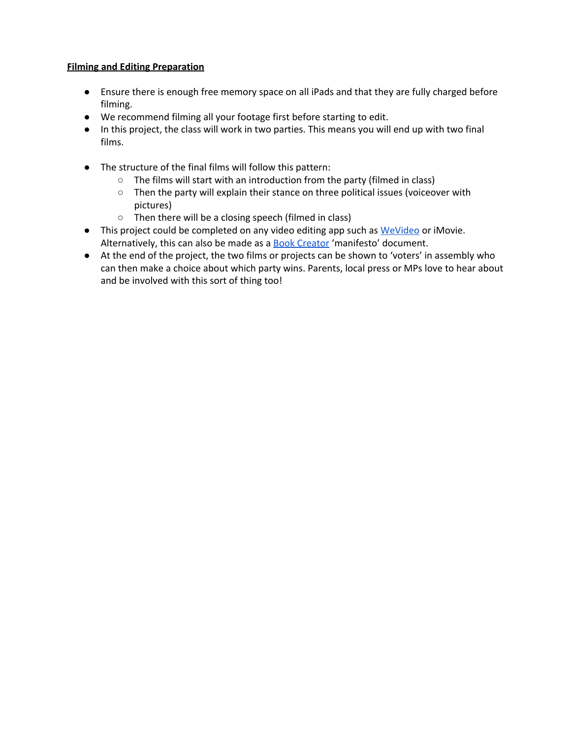**Filming and Editing Preparation**

- Ensure there is enough free memory space on all iPads and that they are fully charged before filming.
- We recommend filming all your footage first before starting to edit.
- In this project, the class will work in two parties. This means you will end up with two final films.

- The structure of the final films will follow this pattern:
  - The films will start with an introduction from the party (filmed in class)
  - Then the party will explain their stance on three political issues (voiceover with pictures)
  - Then there will be a closing speech (filmed in class)
- This project could be completed on any video editing app such as WeVideo or iMovie. Alternatively, this can also be made as a Book Creator 'manifesto' document.
- At the end of the project, the two films or projects can be shown to 'voters' in assembly who can then make a choice about which party wins. Parents, local press or MPs love to hear about and be involved with this sort of thing too!